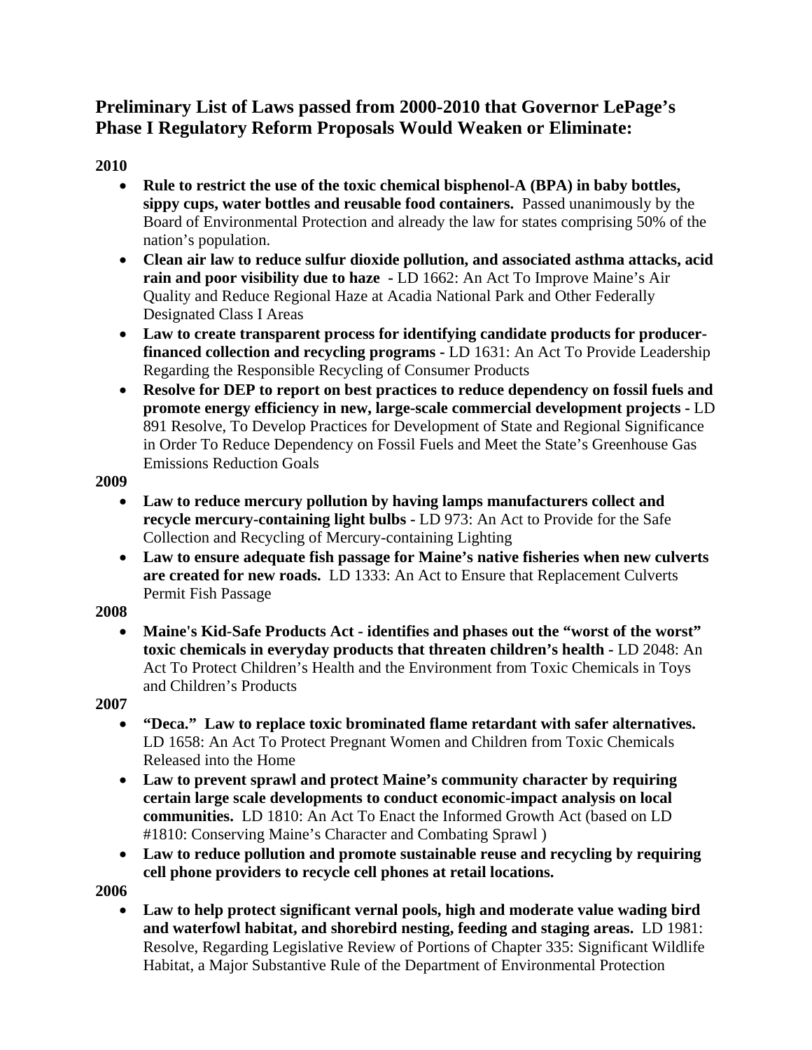## Preliminary List of Laws passed from 2000-2010 that Governor LePage's Phase I Regulatory Reform Proposals Would Weaken or Eliminate:

**2010**

- **Rule to restrict the use of the toxic chemical bisphenol-A (BPA) in baby bottles, sippy cups, water bottles and reusable food containers.** Passed unanimously by the Board of Environmental Protection and already the law for states comprising 50% of the nation's population.
- **Clean air law to reduce sulfur dioxide pollution, and associated asthma attacks, acid rain and poor visibility due to haze** - LD 1662: An Act To Improve Maine's Air Quality and Reduce Regional Haze at Acadia National Park and Other Federally Designated Class I Areas
- **Law to create transparent process for identifying candidate products for producer-financed collection and recycling programs** - LD 1631: An Act To Provide Leadership Regarding the Responsible Recycling of Consumer Products
- **Resolve for DEP to report on best practices to reduce dependency on fossil fuels and promote energy efficiency in new, large-scale commercial development projects** - LD 891 Resolve, To Develop Practices for Development of State and Regional Significance in Order To Reduce Dependency on Fossil Fuels and Meet the State's Greenhouse Gas Emissions Reduction Goals

**2009**

- **Law to reduce mercury pollution by having lamps manufacturers collect and recycle mercury-containing light bulbs -** LD 973: An Act to Provide for the Safe Collection and Recycling of Mercury-containing Lighting
- **Law to ensure adequate fish passage for Maine's native fisheries when new culverts are created for new roads.** LD 1333: An Act to Ensure that Replacement Culverts Permit Fish Passage

**2008**

- **Maine's Kid-Safe Products Act - identifies and phases out the "worst of the worst" toxic chemicals in everyday products that threaten children's health -** LD 2048: An Act To Protect Children's Health and the Environment from Toxic Chemicals in Toys and Children's Products

**2007**

- **"Deca." Law to replace toxic brominated flame retardant with safer alternatives.** LD 1658: An Act To Protect Pregnant Women and Children from Toxic Chemicals Released into the Home
- **Law to prevent sprawl and protect Maine's community character by requiring certain large scale developments to conduct economic-impact analysis on local communities.** LD 1810: An Act To Enact the Informed Growth Act (based on LD #1810: Conserving Maine's Character and Combating Sprawl )
- **Law to reduce pollution and promote sustainable reuse and recycling by requiring cell phone providers to recycle cell phones at retail locations.**

**2006**

- **Law to help protect significant vernal pools, high and moderate value wading bird and waterfowl habitat, and shorebird nesting, feeding and staging areas.** LD 1981: Resolve, Regarding Legislative Review of Portions of Chapter 335: Significant Wildlife Habitat, a Major Substantive Rule of the Department of Environmental Protection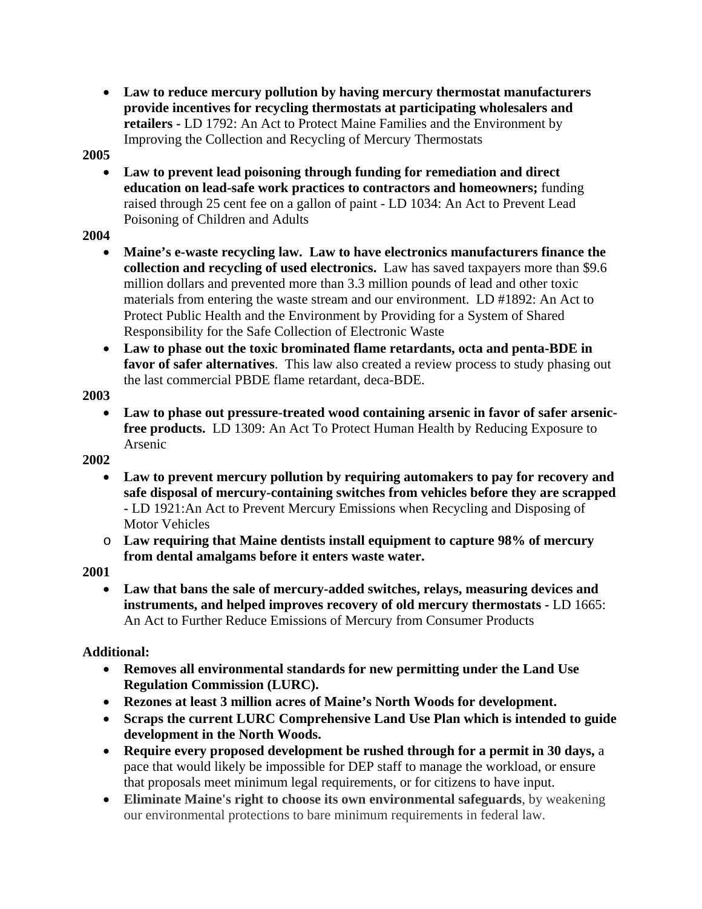- **Law to reduce mercury pollution by having mercury thermostat manufacturers provide incentives for recycling thermostats at participating wholesalers and retailers -** LD 1792: An Act to Protect Maine Families and the Environment by Improving the Collection and Recycling of Mercury Thermostats

**2005**

- **Law to prevent lead poisoning through funding for remediation and direct education on lead-safe work practices to contractors and homeowners;** funding raised through 25 cent fee on a gallon of paint - LD 1034: An Act to Prevent Lead Poisoning of Children and Adults

**2004**

- **Maine's e-waste recycling law. Law to have electronics manufacturers finance the collection and recycling of used electronics.** Law has saved taxpayers more than $9.6 million dollars and prevented more than 3.3 million pounds of lead and other toxic materials from entering the waste stream and our environment. LD #1892: An Act to Protect Public Health and the Environment by Providing for a System of Shared Responsibility for the Safe Collection of Electronic Waste
- **Law to phase out the toxic brominated flame retardants, octa and penta-BDE in favor of safer alternatives**. This law also created a review process to study phasing out the last commercial PBDE flame retardant, deca-BDE.

**2003**

- **Law to phase out pressure-treated wood containing arsenic in favor of safer arsenic-free products.** LD 1309: An Act To Protect Human Health by Reducing Exposure to Arsenic

**2002**

- **Law to prevent mercury pollution by requiring automakers to pay for recovery and safe disposal of mercury-containing switches from vehicles before they are scrapped -** LD 1921:An Act to Prevent Mercury Emissions when Recycling and Disposing of Motor Vehicles
  - **Law requiring that Maine dentists install equipment to capture 98% of mercury from dental amalgams before it enters waste water.**

**2001**

- **Law that bans the sale of mercury-added switches, relays, measuring devices and instruments, and helped improves recovery of old mercury thermostats -** LD 1665: An Act to Further Reduce Emissions of Mercury from Consumer Products

**Additional:**

- **Removes all environmental standards for new permitting under the Land Use Regulation Commission (LURC).**
- **Rezones at least 3 million acres of Maine's North Woods for development.**
- **Scraps the current LURC Comprehensive Land Use Plan which is intended to guide development in the North Woods.**
- **Require every proposed development be rushed through for a permit in 30 days,** a pace that would likely be impossible for DEP staff to manage the workload, or ensure that proposals meet minimum legal requirements, or for citizens to have input.
- **Eliminate Maine's right to choose its own environmental safeguards**, by weakening our environmental protections to bare minimum requirements in federal law.